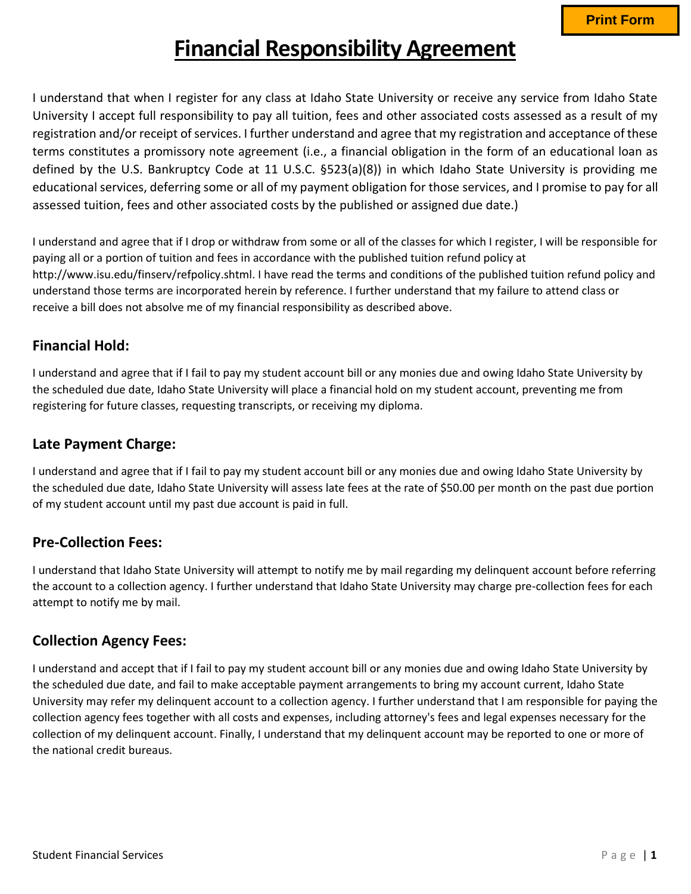# Financial Responsibility Agreement

I understand that when I register for any class at Idaho State University or receive any service from Idaho State University I accept full responsibility to pay all tuition, fees and other associated costs assessed as a result of my registration and/or receipt of services. I further understand and agree that my registration and acceptance of these terms constitutes a promissory note agreement (i.e., a financial obligation in the form of an educational loan as defined by the U.S. Bankruptcy Code at 11 U.S.C. §523(a)(8)) in which Idaho State University is providing me educational services, deferring some or all of my payment obligation for those services, and I promise to pay for all assessed tuition, fees and other associated costs by the published or assigned due date.)

I understand and agree that if I drop or withdraw from some or all of the classes for which I register, I will be responsible for paying all or a portion of tuition and fees in accordance with the published tuition refund policy at http://www.isu.edu/finserv/refpolicy.shtml. I have read the terms and conditions of the published tuition refund policy and understand those terms are incorporated herein by reference. I further understand that my failure to attend class or receive a bill does not absolve me of my financial responsibility as described above.

## Financial Hold:

I understand and agree that if I fail to pay my student account bill or any monies due and owing Idaho State University by the scheduled due date, Idaho State University will place a financial hold on my student account, preventing me from registering for future classes, requesting transcripts, or receiving my diploma.

## Late Payment Charge:

I understand and agree that if I fail to pay my student account bill or any monies due and owing Idaho State University by the scheduled due date, Idaho State University will assess late fees at the rate of $50.00 per month on the past due portion of my student account until my past due account is paid in full.

## Pre-Collection Fees:

I understand that Idaho State University will attempt to notify me by mail regarding my delinquent account before referring the account to a collection agency. I further understand that Idaho State University may charge pre-collection fees for each attempt to notify me by mail.

## Collection Agency Fees:

I understand and accept that if I fail to pay my student account bill or any monies due and owing Idaho State University by the scheduled due date, and fail to make acceptable payment arrangements to bring my account current, Idaho State University may refer my delinquent account to a collection agency. I further understand that I am responsible for paying the collection agency fees together with all costs and expenses, including attorney's fees and legal expenses necessary for the collection of my delinquent account. Finally, I understand that my delinquent account may be reported to one or more of the national credit bureaus.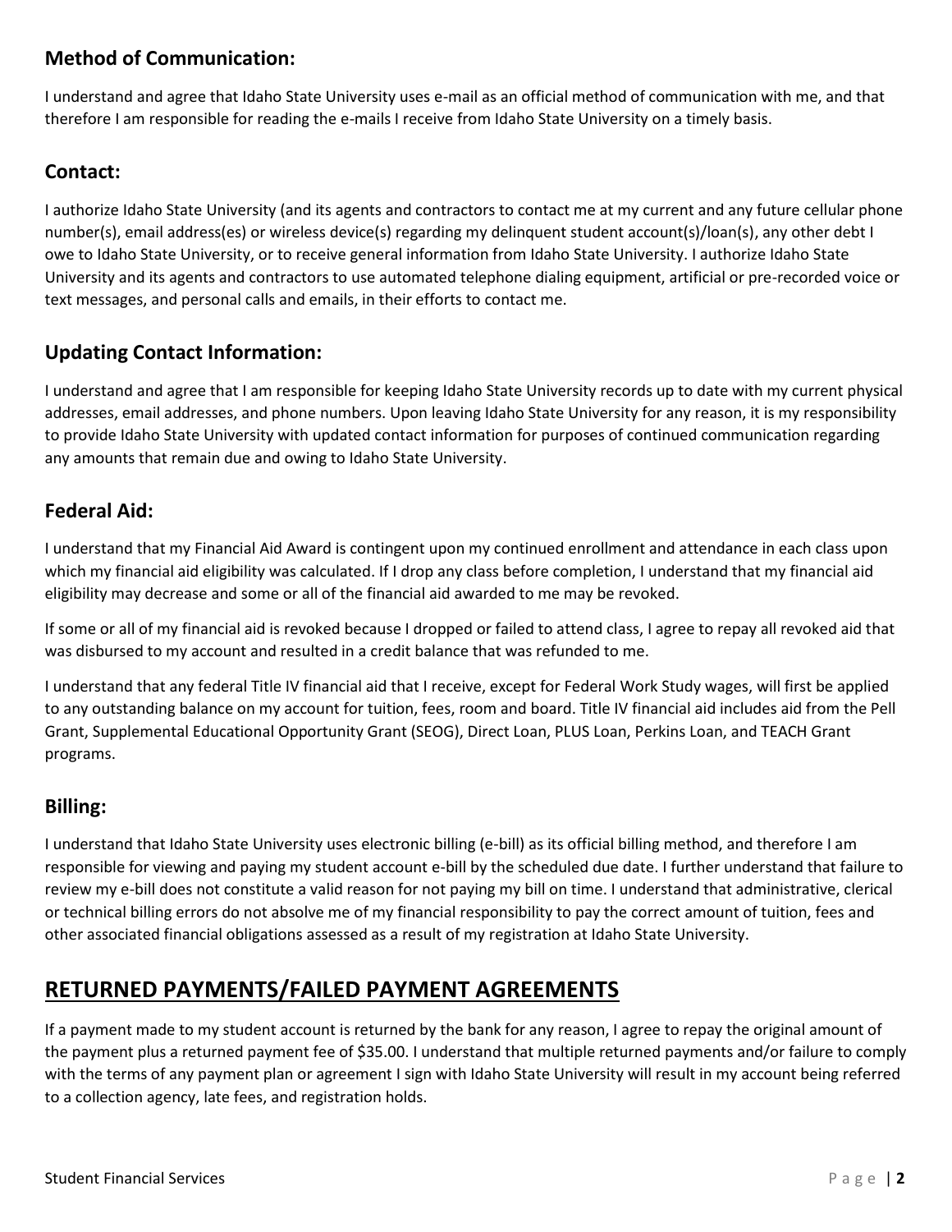### Method of Communication:

I understand and agree that Idaho State University uses e-mail as an official method of communication with me, and that therefore I am responsible for reading the e-mails I receive from Idaho State University on a timely basis.

### Contact:

I authorize Idaho State University (and its agents and contractors to contact me at my current and any future cellular phone number(s), email address(es) or wireless device(s) regarding my delinquent student account(s)/loan(s), any other debt I owe to Idaho State University, or to receive general information from Idaho State University. I authorize Idaho State University and its agents and contractors to use automated telephone dialing equipment, artificial or pre-recorded voice or text messages, and personal calls and emails, in their efforts to contact me.

### Updating Contact Information:

I understand and agree that I am responsible for keeping Idaho State University records up to date with my current physical addresses, email addresses, and phone numbers. Upon leaving Idaho State University for any reason, it is my responsibility to provide Idaho State University with updated contact information for purposes of continued communication regarding any amounts that remain due and owing to Idaho State University.

### Federal Aid:

I understand that my Financial Aid Award is contingent upon my continued enrollment and attendance in each class upon which my financial aid eligibility was calculated. If I drop any class before completion, I understand that my financial aid eligibility may decrease and some or all of the financial aid awarded to me may be revoked.

If some or all of my financial aid is revoked because I dropped or failed to attend class, I agree to repay all revoked aid that was disbursed to my account and resulted in a credit balance that was refunded to me.

I understand that any federal Title IV financial aid that I receive, except for Federal Work Study wages, will first be applied to any outstanding balance on my account for tuition, fees, room and board. Title IV financial aid includes aid from the Pell Grant, Supplemental Educational Opportunity Grant (SEOG), Direct Loan, PLUS Loan, Perkins Loan, and TEACH Grant programs.

### Billing:

I understand that Idaho State University uses electronic billing (e-bill) as its official billing method, and therefore I am responsible for viewing and paying my student account e-bill by the scheduled due date. I further understand that failure to review my e-bill does not constitute a valid reason for not paying my bill on time. I understand that administrative, clerical or technical billing errors do not absolve me of my financial responsibility to pay the correct amount of tuition, fees and other associated financial obligations assessed as a result of my registration at Idaho State University.

## RETURNED PAYMENTS/FAILED PAYMENT AGREEMENTS

If a payment made to my student account is returned by the bank for any reason, I agree to repay the original amount of the payment plus a returned payment fee of $35.00. I understand that multiple returned payments and/or failure to comply with the terms of any payment plan or agreement I sign with Idaho State University will result in my account being referred to a collection agency, late fees, and registration holds.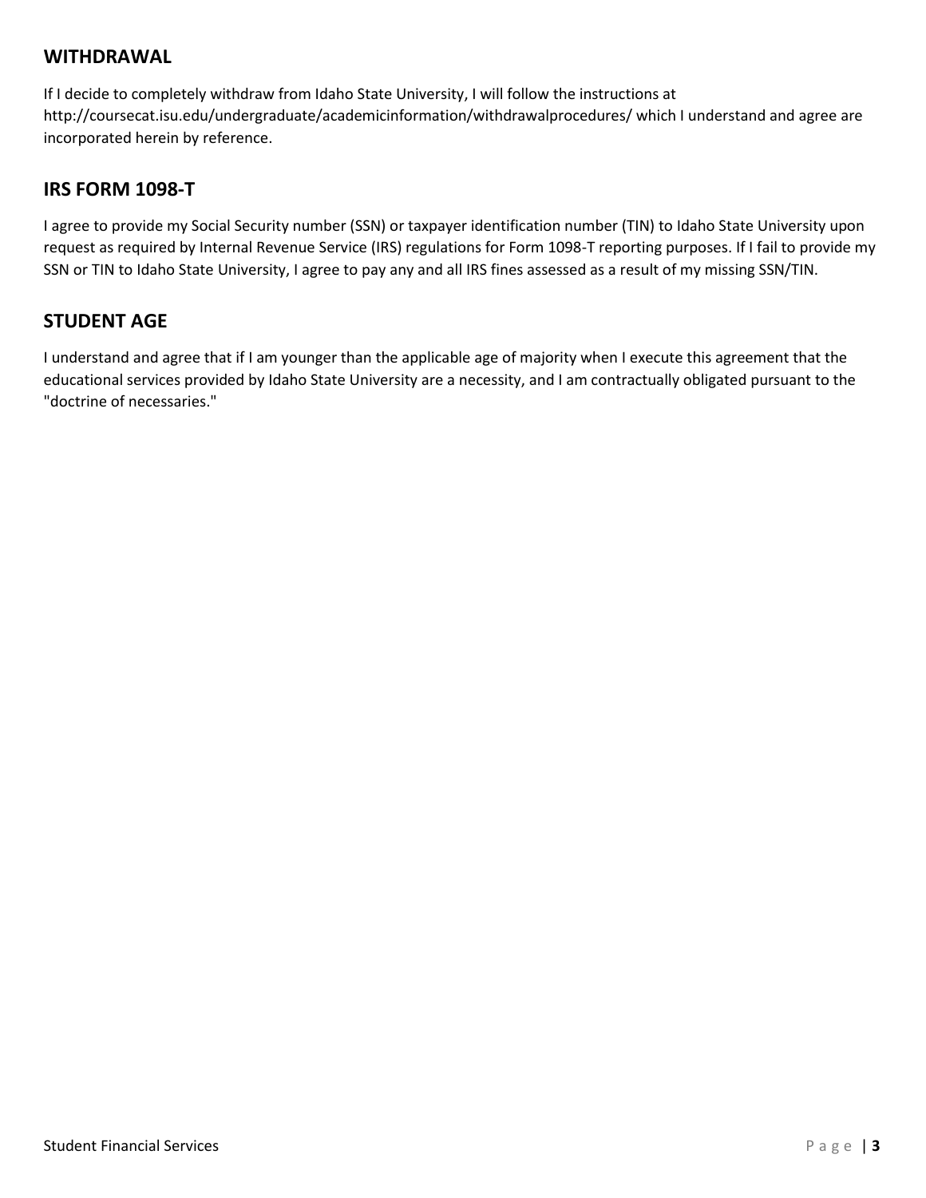## WITHDRAWAL

If I decide to completely withdraw from Idaho State University, I will follow the instructions at http://coursecat.isu.edu/undergraduate/academicinformation/withdrawalprocedures/ which I understand and agree are incorporated herein by reference.

## IRS FORM 1098-T

I agree to provide my Social Security number (SSN) or taxpayer identification number (TIN) to Idaho State University upon request as required by Internal Revenue Service (IRS) regulations for Form 1098-T reporting purposes. If I fail to provide my SSN or TIN to Idaho State University, I agree to pay any and all IRS fines assessed as a result of my missing SSN/TIN.

## STUDENT AGE

I understand and agree that if I am younger than the applicable age of majority when I execute this agreement that the educational services provided by Idaho State University are a necessity, and I am contractually obligated pursuant to the "doctrine of necessaries."